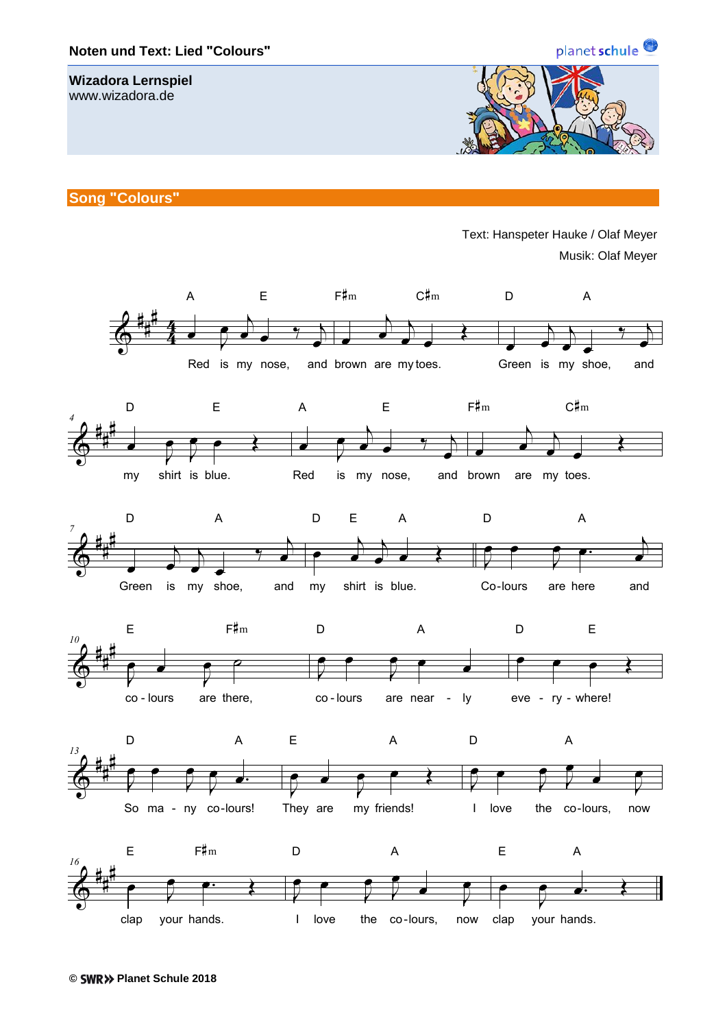**Noten und Text: Lied "Colours"**

**Wizadora Lernspiel**
www.wizadora.de

## Song "Colours"

Text: Hanspeter Hauke / Olaf Meyer
Musik: Olaf Meyer

Red is my nose, and brown are my toes. Green is my shoe, and my shirt is blue. Red is my nose, and brown are my toes. Green is my shoe, and my shirt is blue. Co-lours are here and co-lours are there, co-lours are near-ly eve-ry-where! So ma-ny co-lours! They are my friends! I love the co-lours, now clap your hands. I love the co-lours, now clap your hands.

© SWR» Planet Schule 2018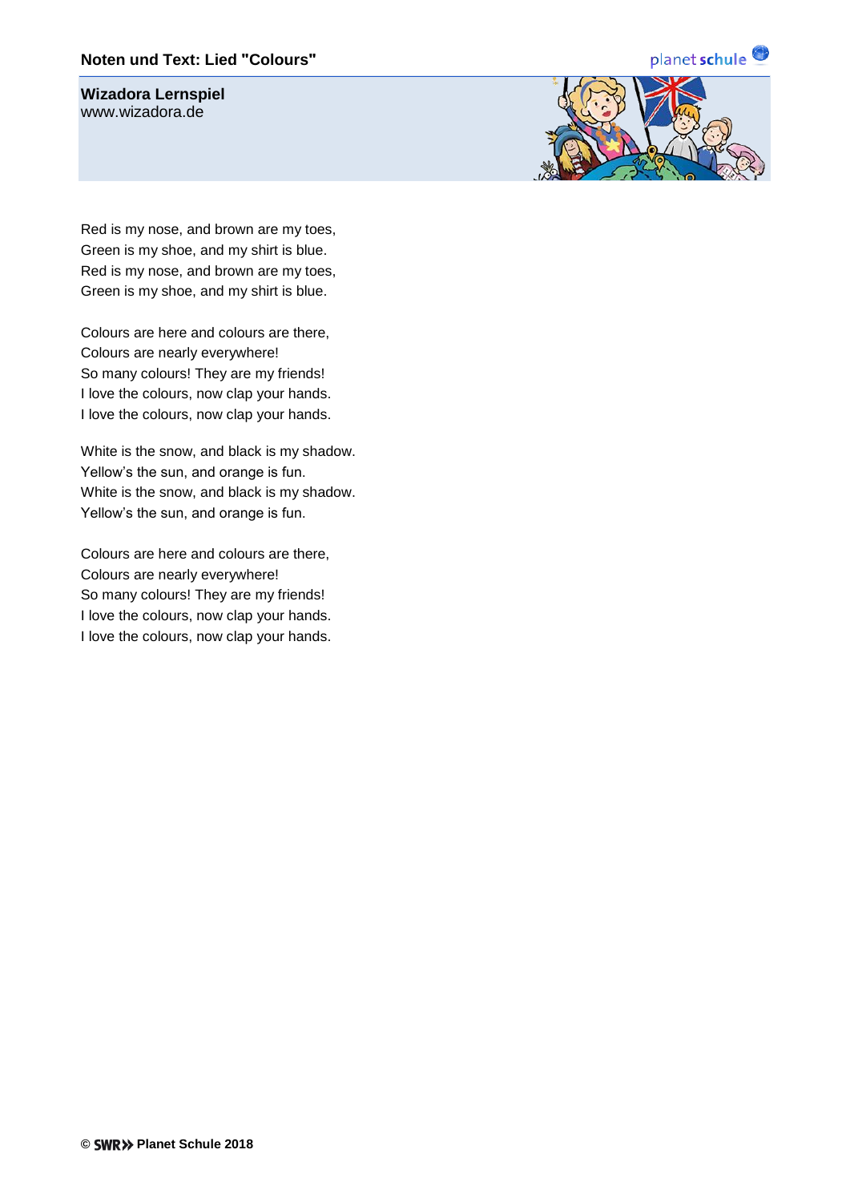# Noten und Text: Lied "Colours"

**Wizadora Lernspiel**
www.wizadora.de

Red is my nose, and brown are my toes,
Green is my shoe, and my shirt is blue.
Red is my nose, and brown are my toes,
Green is my shoe, and my shirt is blue.

Colours are here and colours are there,
Colours are nearly everywhere!
So many colours! They are my friends!
I love the colours, now clap your hands.
I love the colours, now clap your hands.

White is the snow, and black is my shadow.
Yellow's the sun, and orange is fun.
White is the snow, and black is my shadow.
Yellow's the sun, and orange is fun.

Colours are here and colours are there,
Colours are nearly everywhere!
So many colours! They are my friends!
I love the colours, now clap your hands.
I love the colours, now clap your hands.

**© SWR Planet Schule 2018**